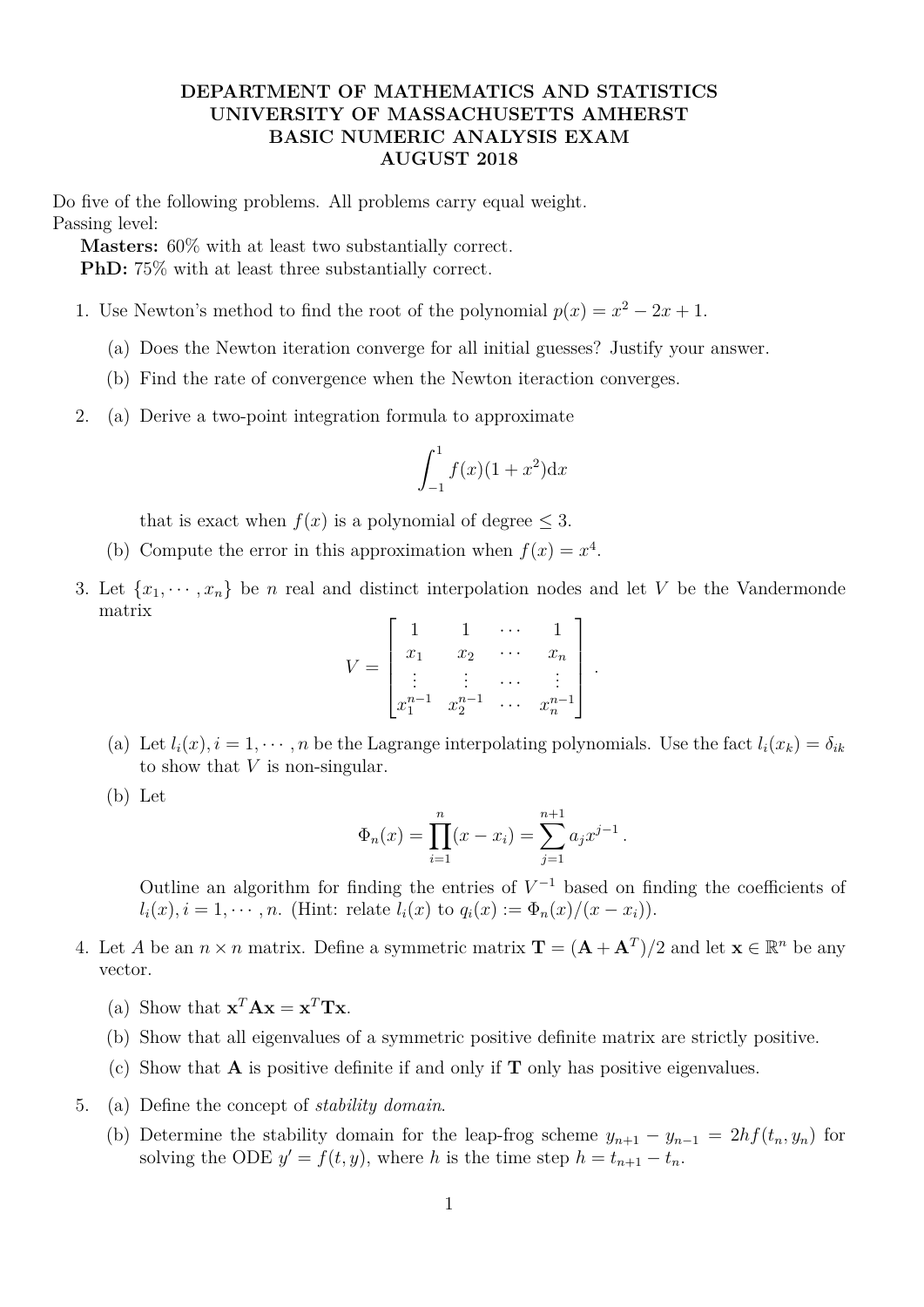**DEPARTMENT OF MATHEMATICS AND STATISTICS**
**UNIVERSITY OF MASSACHUSETTS AMHERST**
**BASIC NUMERIC ANALYSIS EXAM**
**AUGUST 2018**

Do five of the following problems. All problems carry equal weight.
Passing level:

**Masters:** 60% with at least two substantially correct.
**PhD:** 75% with at least three substantially correct.

1. Use Newton's method to find the root of the polynomial $p(x) = x^2 - 2x + 1$.
   (a) Does the Newton iteration converge for all initial guesses? Justify your answer.
   (b) Find the rate of convergence when the Newton iteraction converges.

2. (a) Derive a two-point integration formula to approximate
$$\int_{-1}^{1} f(x)(1 + x^2)\mathrm{d}x$$
   that is exact when $f(x)$ is a polynomial of degree $\leq 3$.
   (b) Compute the error in this approximation when $f(x) = x^4$.

3. Let $\{x_1, \cdots, x_n\}$ be $n$ real and distinct interpolation nodes and let $V$ be the Vandermonde matrix
$$V = \begin{bmatrix} 1 & 1 & \cdots & 1 \\ x_1 & x_2 & \cdots & x_n \\ \vdots & \vdots & \cdots & \vdots \\ x_1^{n-1} & x_2^{n-1} & \cdots & x_n^{n-1} \end{bmatrix}.$$
   (a) Let $l_i(x), i = 1, \cdots, n$ be the Lagrange interpolating polynomials. Use the fact $l_i(x_k) = \delta_{ik}$ to show that $V$ is non-singular.
   (b) Let
$$\Phi_n(x) = \prod_{i=1}^{n}(x - x_i) = \sum_{j=1}^{n+1} a_j x^{j-1}.$$
   Outline an algorithm for finding the entries of $V^{-1}$ based on finding the coefficients of $l_i(x), i = 1, \cdots, n$. (Hint: relate $l_i(x)$ to $q_i(x) := \Phi_n(x)/(x - x_i)$).

4. Let $A$ be an $n \times n$ matrix. Define a symmetric matrix $\mathbf{T} = (\mathbf{A} + \mathbf{A}^T)/2$ and let $\mathbf{x} \in \mathbb{R}^n$ be any vector.
   (a) Show that $\mathbf{x}^T\mathbf{A}\mathbf{x} = \mathbf{x}^T\mathbf{T}\mathbf{x}$.
   (b) Show that all eigenvalues of a symmetric positive definite matrix are strictly positive.
   (c) Show that $\mathbf{A}$ is positive definite if and only if $\mathbf{T}$ only has positive eigenvalues.

5. (a) Define the concept of *stability domain*.
   (b) Determine the stability domain for the leap-frog scheme $y_{n+1} - y_{n-1} = 2hf(t_n, y_n)$ for solving the ODE $y' = f(t, y)$, where $h$ is the time step $h = t_{n+1} - t_n$.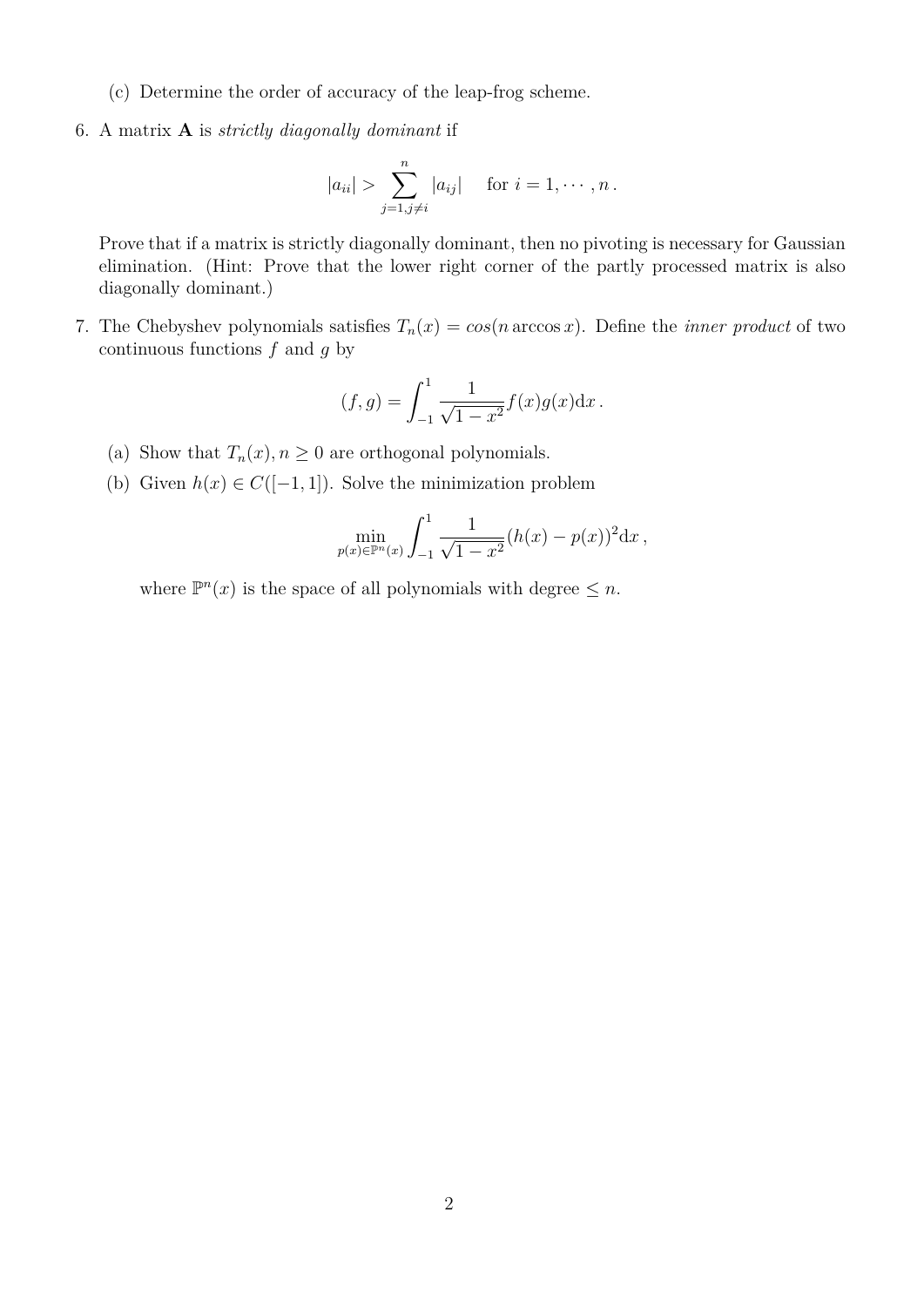(c) Determine the order of accuracy of the leap-frog scheme.

6. A matrix $\mathbf{A}$ is *strictly diagonally dominant* if

$$|a_{ii}| > \sum_{j=1, j\neq i}^{n} |a_{ij}| \quad \text{for } i = 1, \cdots, n\,.$$

Prove that if a matrix is strictly diagonally dominant, then no pivoting is necessary for Gaussian elimination. (Hint: Prove that the lower right corner of the partly processed matrix is also diagonally dominant.)

7. The Chebyshev polynomials satisfies $T_n(x) = cos(n \arccos x)$. Define the *inner product* of two continuous functions $f$ and $g$ by

$$(f, g) = \int_{-1}^{1} \frac{1}{\sqrt{1-x^2}} f(x) g(x) \mathrm{d}x\,.$$

(a) Show that $T_n(x), n \geq 0$ are orthogonal polynomials.

(b) Given $h(x) \in C([-1, 1])$. Solve the minimization problem

$$\min_{p(x)\in \mathbb{P}^n(x)} \int_{-1}^{1} \frac{1}{\sqrt{1-x^2}} (h(x) - p(x))^2 \mathrm{d}x\,,$$

where $\mathbb{P}^n(x)$ is the space of all polynomials with degree $\leq n$.